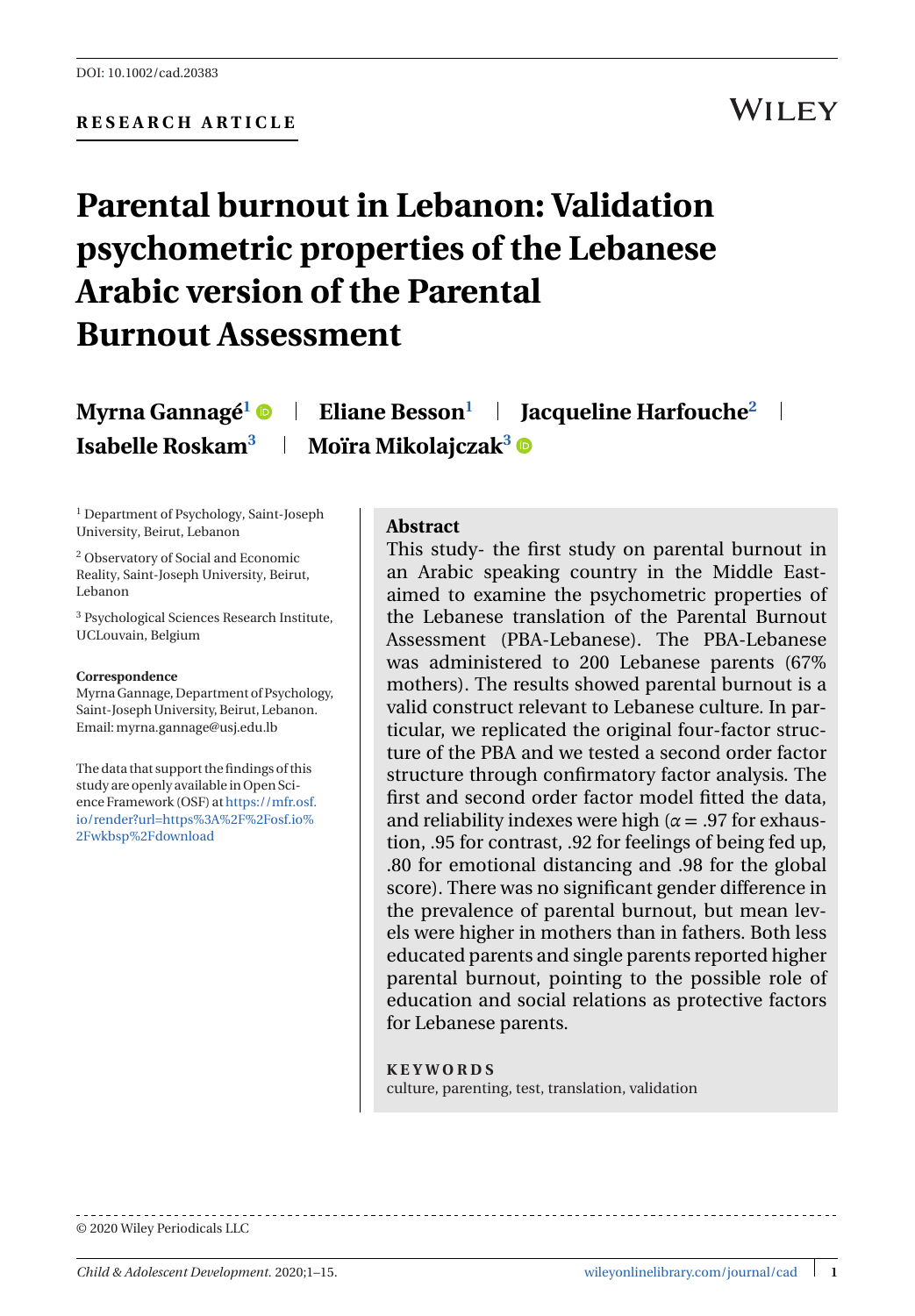DOI: 10.1002/cad.20383

**RESEARCH ARTICLE**

# Parental burnout in Lebanon: Validation psychometric properties of the Lebanese Arabic version of the Parental Burnout Assessment

**Myrna Gannagé**[1] | **Eliane Besson**[1] | **Jacqueline Harfouche**[2] | **Isabelle Roskam**[3] | **Moïra Mikolajczak**[3]

[1] Department of Psychology, Saint-Joseph University, Beirut, Lebanon

[2] Observatory of Social and Economic Reality, Saint-Joseph University, Beirut, Lebanon

[3] Psychological Sciences Research Institute, UCLouvain, Belgium

**Correspondence**
Myrna Gannage, Department of Psychology, Saint-Joseph University, Beirut, Lebanon.
Email: myrna.gannage@usj.edu.lb

The data that support the findings of this study are openly available in Open Science Framework (OSF) at https://mfr.osf.io/render?url=https%3A%2F%2Fosf.io%2Fwkbsp%2Fdownload

## Abstract

This study- the first study on parental burnout in an Arabic speaking country in the Middle East-aimed to examine the psychometric properties of the Lebanese translation of the Parental Burnout Assessment (PBA-Lebanese). The PBA-Lebanese was administered to 200 Lebanese parents (67% mothers). The results showed parental burnout is a valid construct relevant to Lebanese culture. In particular, we replicated the original four-factor structure of the PBA and we tested a second order factor structure through confirmatory factor analysis. The first and second order factor model fitted the data, and reliability indexes were high ($\alpha = .97$ for exhaustion, .95 for contrast, .92 for feelings of being fed up, .80 for emotional distancing and .98 for the global score). There was no significant gender difference in the prevalence of parental burnout, but mean levels were higher in mothers than in fathers. Both less educated parents and single parents reported higher parental burnout, pointing to the possible role of education and social relations as protective factors for Lebanese parents.

**KEYWORDS**

culture, parenting, test, translation, validation

© 2020 Wiley Periodicals LLC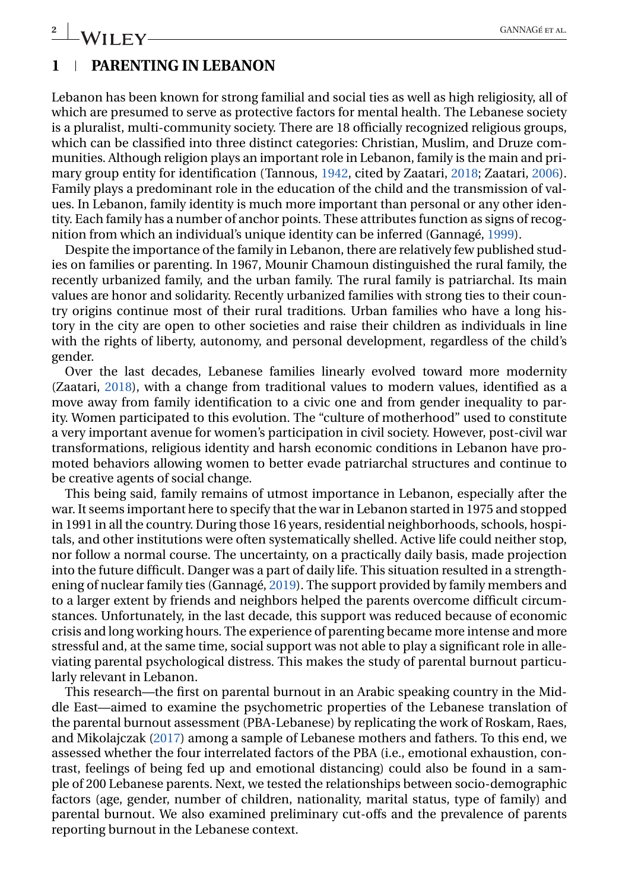## 1 | PARENTING IN LEBANON

Lebanon has been known for strong familial and social ties as well as high religiosity, all of which are presumed to serve as protective factors for mental health. The Lebanese society is a pluralist, multi-community society. There are 18 officially recognized religious groups, which can be classified into three distinct categories: Christian, Muslim, and Druze communities. Although religion plays an important role in Lebanon, family is the main and primary group entity for identification (Tannous, 1942, cited by Zaatari, 2018; Zaatari, 2006). Family plays a predominant role in the education of the child and the transmission of values. In Lebanon, family identity is much more important than personal or any other identity. Each family has a number of anchor points. These attributes function as signs of recognition from which an individual's unique identity can be inferred (Gannagé, 1999).

Despite the importance of the family in Lebanon, there are relatively few published studies on families or parenting. In 1967, Mounir Chamoun distinguished the rural family, the recently urbanized family, and the urban family. The rural family is patriarchal. Its main values are honor and solidarity. Recently urbanized families with strong ties to their country origins continue most of their rural traditions. Urban families who have a long history in the city are open to other societies and raise their children as individuals in line with the rights of liberty, autonomy, and personal development, regardless of the child's gender.

Over the last decades, Lebanese families linearly evolved toward more modernity (Zaatari, 2018), with a change from traditional values to modern values, identified as a move away from family identification to a civic one and from gender inequality to parity. Women participated to this evolution. The "culture of motherhood" used to constitute a very important avenue for women's participation in civil society. However, post-civil war transformations, religious identity and harsh economic conditions in Lebanon have promoted behaviors allowing women to better evade patriarchal structures and continue to be creative agents of social change.

This being said, family remains of utmost importance in Lebanon, especially after the war. It seems important here to specify that the war in Lebanon started in 1975 and stopped in 1991 in all the country. During those 16 years, residential neighborhoods, schools, hospitals, and other institutions were often systematically shelled. Active life could neither stop, nor follow a normal course. The uncertainty, on a practically daily basis, made projection into the future difficult. Danger was a part of daily life. This situation resulted in a strengthening of nuclear family ties (Gannagé, 2019). The support provided by family members and to a larger extent by friends and neighbors helped the parents overcome difficult circumstances. Unfortunately, in the last decade, this support was reduced because of economic crisis and long working hours. The experience of parenting became more intense and more stressful and, at the same time, social support was not able to play a significant role in alleviating parental psychological distress. This makes the study of parental burnout particularly relevant in Lebanon.

This research—the first on parental burnout in an Arabic speaking country in the Middle East—aimed to examine the psychometric properties of the Lebanese translation of the parental burnout assessment (PBA-Lebanese) by replicating the work of Roskam, Raes, and Mikolajczak (2017) among a sample of Lebanese mothers and fathers. To this end, we assessed whether the four interrelated factors of the PBA (i.e., emotional exhaustion, contrast, feelings of being fed up and emotional distancing) could also be found in a sample of 200 Lebanese parents. Next, we tested the relationships between socio-demographic factors (age, gender, number of children, nationality, marital status, type of family) and parental burnout. We also examined preliminary cut-offs and the prevalence of parents reporting burnout in the Lebanese context.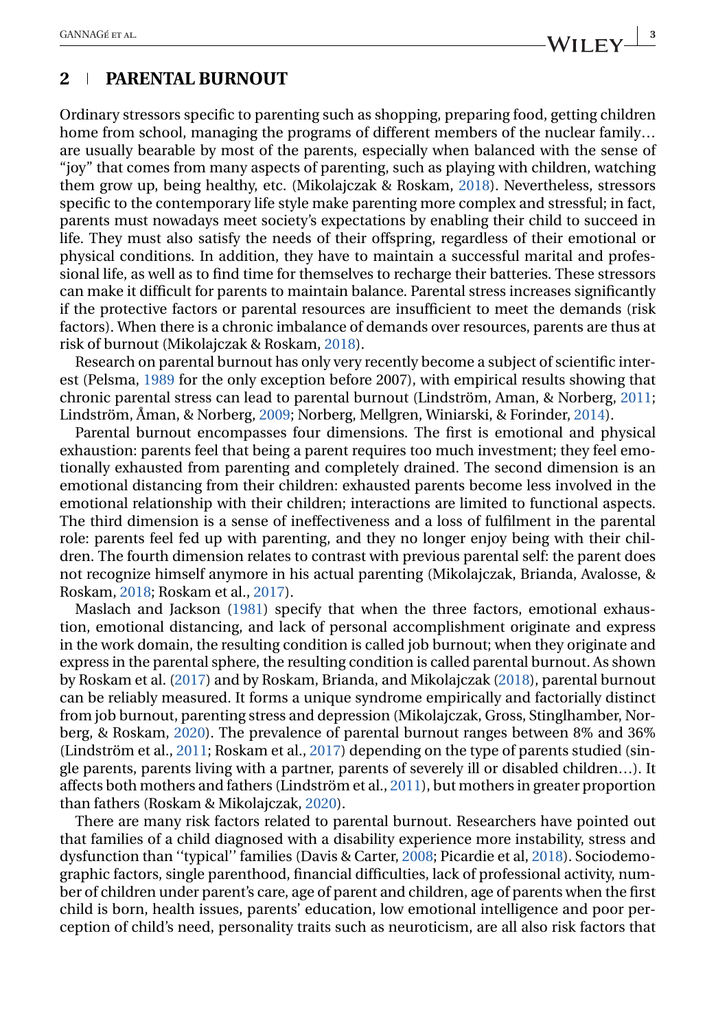## 2 | PARENTAL BURNOUT

Ordinary stressors specific to parenting such as shopping, preparing food, getting children home from school, managing the programs of different members of the nuclear family… are usually bearable by most of the parents, especially when balanced with the sense of "joy" that comes from many aspects of parenting, such as playing with children, watching them grow up, being healthy, etc. (Mikolajczak & Roskam, 2018). Nevertheless, stressors specific to the contemporary life style make parenting more complex and stressful; in fact, parents must nowadays meet society's expectations by enabling their child to succeed in life. They must also satisfy the needs of their offspring, regardless of their emotional or physical conditions. In addition, they have to maintain a successful marital and professional life, as well as to find time for themselves to recharge their batteries. These stressors can make it difficult for parents to maintain balance. Parental stress increases significantly if the protective factors or parental resources are insufficient to meet the demands (risk factors). When there is a chronic imbalance of demands over resources, parents are thus at risk of burnout (Mikolajczak & Roskam, 2018).

Research on parental burnout has only very recently become a subject of scientific interest (Pelsma, 1989 for the only exception before 2007), with empirical results showing that chronic parental stress can lead to parental burnout (Lindström, Aman, & Norberg, 2011; Lindström, Åman, & Norberg, 2009; Norberg, Mellgren, Winiarski, & Forinder, 2014).

Parental burnout encompasses four dimensions. The first is emotional and physical exhaustion: parents feel that being a parent requires too much investment; they feel emotionally exhausted from parenting and completely drained. The second dimension is an emotional distancing from their children: exhausted parents become less involved in the emotional relationship with their children; interactions are limited to functional aspects. The third dimension is a sense of ineffectiveness and a loss of fulfilment in the parental role: parents feel fed up with parenting, and they no longer enjoy being with their children. The fourth dimension relates to contrast with previous parental self: the parent does not recognize himself anymore in his actual parenting (Mikolajczak, Brianda, Avalosse, & Roskam, 2018; Roskam et al., 2017).

Maslach and Jackson (1981) specify that when the three factors, emotional exhaustion, emotional distancing, and lack of personal accomplishment originate and express in the work domain, the resulting condition is called job burnout; when they originate and express in the parental sphere, the resulting condition is called parental burnout. As shown by Roskam et al. (2017) and by Roskam, Brianda, and Mikolajczak (2018), parental burnout can be reliably measured. It forms a unique syndrome empirically and factorially distinct from job burnout, parenting stress and depression (Mikolajczak, Gross, Stinglhamber, Norberg, & Roskam, 2020). The prevalence of parental burnout ranges between 8% and 36% (Lindström et al., 2011; Roskam et al., 2017) depending on the type of parents studied (single parents, parents living with a partner, parents of severely ill or disabled children…). It affects both mothers and fathers (Lindström et al., 2011), but mothers in greater proportion than fathers (Roskam & Mikolajczak, 2020).

There are many risk factors related to parental burnout. Researchers have pointed out that families of a child diagnosed with a disability experience more instability, stress and dysfunction than ''typical'' families (Davis & Carter, 2008; Picardie et al, 2018). Sociodemographic factors, single parenthood, financial difficulties, lack of professional activity, number of children under parent's care, age of parent and children, age of parents when the first child is born, health issues, parents' education, low emotional intelligence and poor perception of child's need, personality traits such as neuroticism, are all also risk factors that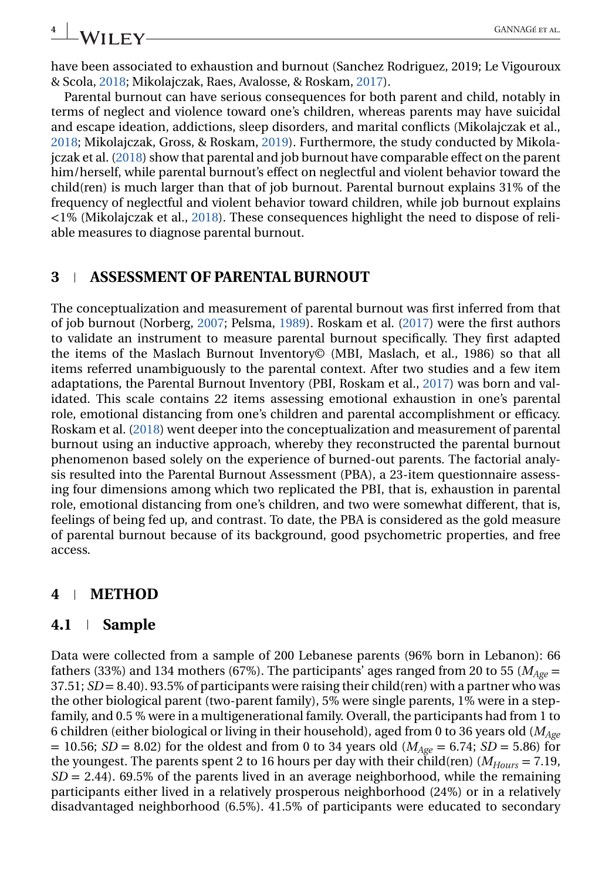have been associated to exhaustion and burnout (Sanchez Rodriguez, 2019; Le Vigouroux & Scola, 2018; Mikolajczak, Raes, Avalosse, & Roskam, 2017).

Parental burnout can have serious consequences for both parent and child, notably in terms of neglect and violence toward one's children, whereas parents may have suicidal and escape ideation, addictions, sleep disorders, and marital conflicts (Mikolajczak et al., 2018; Mikolajczak, Gross, & Roskam, 2019). Furthermore, the study conducted by Mikolajczak et al. (2018) show that parental and job burnout have comparable effect on the parent him/herself, while parental burnout's effect on neglectful and violent behavior toward the child(ren) is much larger than that of job burnout. Parental burnout explains 31% of the frequency of neglectful and violent behavior toward children, while job burnout explains <1% (Mikolajczak et al., 2018). These consequences highlight the need to dispose of reliable measures to diagnose parental burnout.

## 3 | ASSESSMENT OF PARENTAL BURNOUT

The conceptualization and measurement of parental burnout was first inferred from that of job burnout (Norberg, 2007; Pelsma, 1989). Roskam et al. (2017) were the first authors to validate an instrument to measure parental burnout specifically. They first adapted the items of the Maslach Burnout Inventory© (MBI, Maslach, et al., 1986) so that all items referred unambiguously to the parental context. After two studies and a few item adaptations, the Parental Burnout Inventory (PBI, Roskam et al., 2017) was born and validated. This scale contains 22 items assessing emotional exhaustion in one's parental role, emotional distancing from one's children and parental accomplishment or efficacy. Roskam et al. (2018) went deeper into the conceptualization and measurement of parental burnout using an inductive approach, whereby they reconstructed the parental burnout phenomenon based solely on the experience of burned-out parents. The factorial analysis resulted into the Parental Burnout Assessment (PBA), a 23-item questionnaire assessing four dimensions among which two replicated the PBI, that is, exhaustion in parental role, emotional distancing from one's children, and two were somewhat different, that is, feelings of being fed up, and contrast. To date, the PBA is considered as the gold measure of parental burnout because of its background, good psychometric properties, and free access.

## 4 | METHOD

### 4.1 | Sample

Data were collected from a sample of 200 Lebanese parents (96% born in Lebanon): 66 fathers (33%) and 134 mothers (67%). The participants' ages ranged from 20 to 55 ($M_{Age}$ = 37.51; $SD$ = 8.40). 93.5% of participants were raising their child(ren) with a partner who was the other biological parent (two-parent family), 5% were single parents, 1% were in a stepfamily, and 0.5 % were in a multigenerational family. Overall, the participants had from 1 to 6 children (either biological or living in their household), aged from 0 to 36 years old ($M_{Age}$ = 10.56; $SD$ = 8.02) for the oldest and from 0 to 34 years old ($M_{Age}$ = 6.74; $SD$ = 5.86) for the youngest. The parents spent 2 to 16 hours per day with their child(ren) ($M_{Hours}$ = 7.19, $SD$ = 2.44). 69.5% of the parents lived in an average neighborhood, while the remaining participants either lived in a relatively prosperous neighborhood (24%) or in a relatively disadvantaged neighborhood (6.5%). 41.5% of participants were educated to secondary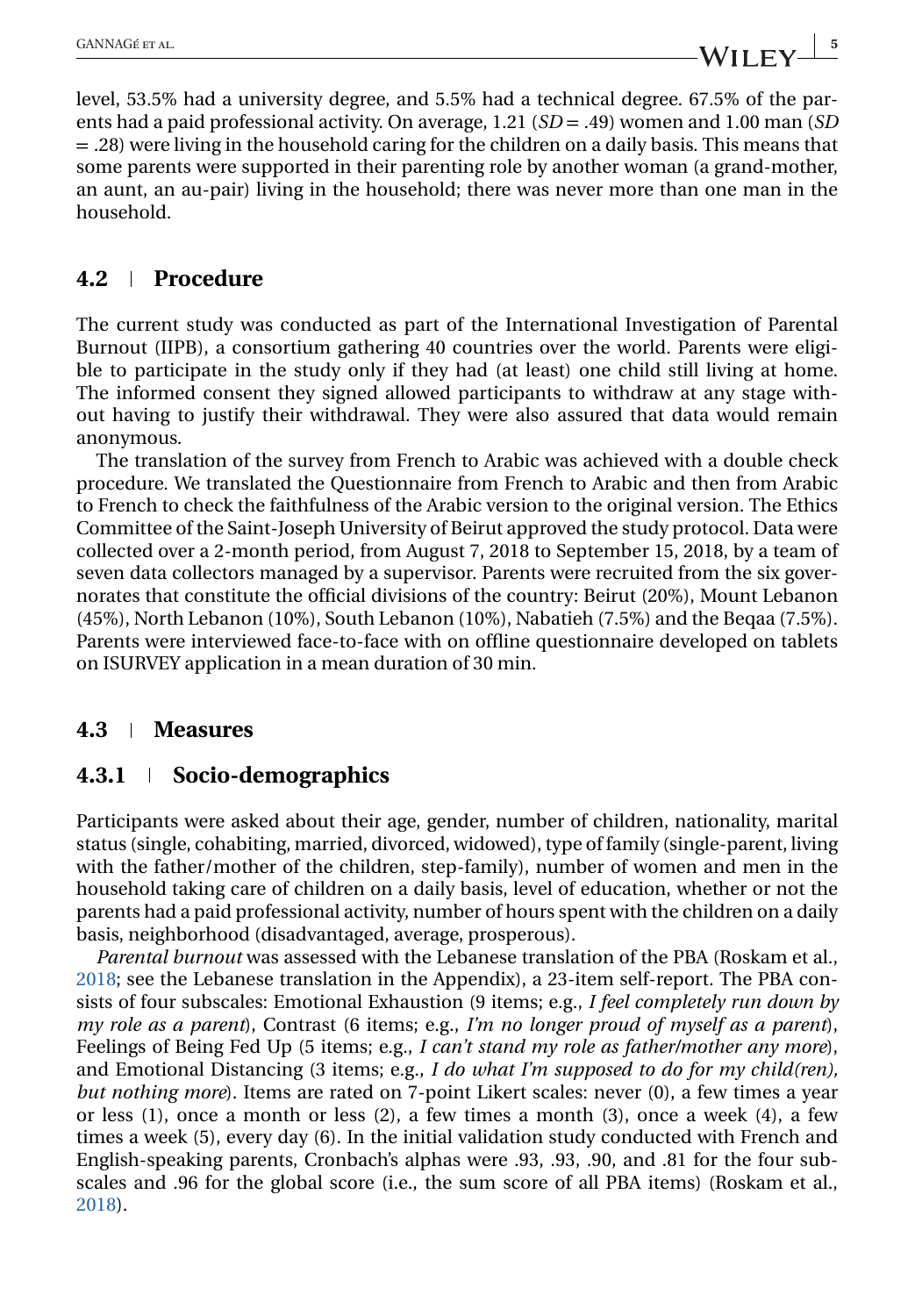level, 53.5% had a university degree, and 5.5% had a technical degree. 67.5% of the parents had a paid professional activity. On average, 1.21 (*SD* = .49) women and 1.00 man (*SD* = .28) were living in the household caring for the children on a daily basis. This means that some parents were supported in their parenting role by another woman (a grand-mother, an aunt, an au-pair) living in the household; there was never more than one man in the household.

## 4.2 | Procedure

The current study was conducted as part of the International Investigation of Parental Burnout (IIPB), a consortium gathering 40 countries over the world. Parents were eligible to participate in the study only if they had (at least) one child still living at home. The informed consent they signed allowed participants to withdraw at any stage without having to justify their withdrawal. They were also assured that data would remain anonymous.

The translation of the survey from French to Arabic was achieved with a double check procedure. We translated the Questionnaire from French to Arabic and then from Arabic to French to check the faithfulness of the Arabic version to the original version. The Ethics Committee of the Saint-Joseph University of Beirut approved the study protocol. Data were collected over a 2-month period, from August 7, 2018 to September 15, 2018, by a team of seven data collectors managed by a supervisor. Parents were recruited from the six governorates that constitute the official divisions of the country: Beirut (20%), Mount Lebanon (45%), North Lebanon (10%), South Lebanon (10%), Nabatieh (7.5%) and the Beqaa (7.5%). Parents were interviewed face-to-face with on offline questionnaire developed on tablets on ISURVEY application in a mean duration of 30 min.

## 4.3 | Measures

### 4.3.1 | Socio-demographics

Participants were asked about their age, gender, number of children, nationality, marital status (single, cohabiting, married, divorced, widowed), type of family (single-parent, living with the father/mother of the children, step-family), number of women and men in the household taking care of children on a daily basis, level of education, whether or not the parents had a paid professional activity, number of hours spent with the children on a daily basis, neighborhood (disadvantaged, average, prosperous).

*Parental burnout* was assessed with the Lebanese translation of the PBA (Roskam et al., 2018; see the Lebanese translation in the Appendix), a 23-item self-report. The PBA consists of four subscales: Emotional Exhaustion (9 items; e.g., *I feel completely run down by my role as a parent*), Contrast (6 items; e.g., *I'm no longer proud of myself as a parent*), Feelings of Being Fed Up (5 items; e.g., *I can't stand my role as father/mother any more*), and Emotional Distancing (3 items; e.g., *I do what I'm supposed to do for my child(ren), but nothing more*). Items are rated on 7-point Likert scales: never (0), a few times a year or less (1), once a month or less (2), a few times a month (3), once a week (4), a few times a week (5), every day (6). In the initial validation study conducted with French and English-speaking parents, Cronbach's alphas were .93, .93, .90, and .81 for the four subscales and .96 for the global score (i.e., the sum score of all PBA items) (Roskam et al., 2018).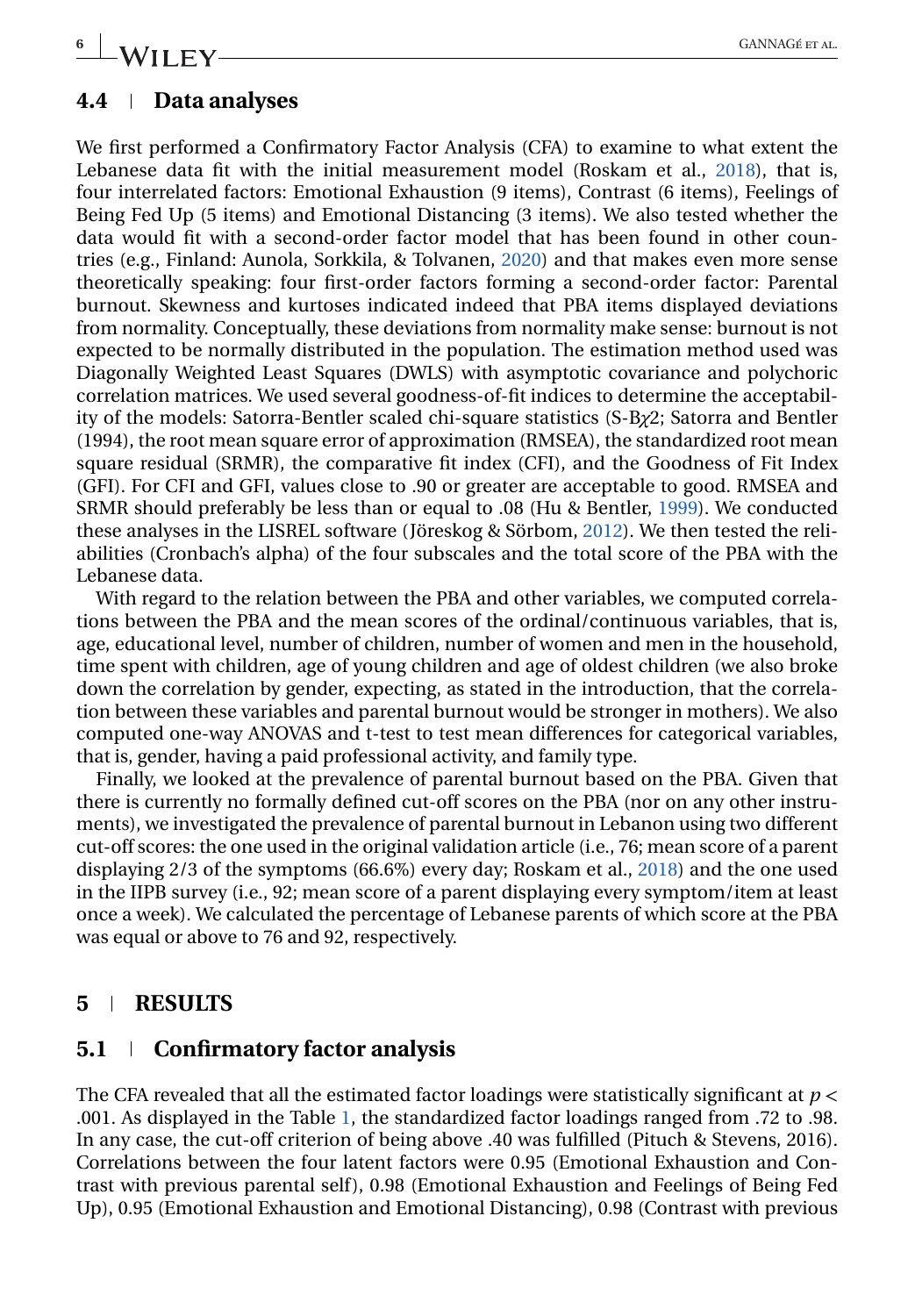## 4.4 | Data analyses

We first performed a Confirmatory Factor Analysis (CFA) to examine to what extent the Lebanese data fit with the initial measurement model (Roskam et al., 2018), that is, four interrelated factors: Emotional Exhaustion (9 items), Contrast (6 items), Feelings of Being Fed Up (5 items) and Emotional Distancing (3 items). We also tested whether the data would fit with a second-order factor model that has been found in other countries (e.g., Finland: Aunola, Sorkkila, & Tolvanen, 2020) and that makes even more sense theoretically speaking: four first-order factors forming a second-order factor: Parental burnout. Skewness and kurtoses indicated indeed that PBA items displayed deviations from normality. Conceptually, these deviations from normality make sense: burnout is not expected to be normally distributed in the population. The estimation method used was Diagonally Weighted Least Squares (DWLS) with asymptotic covariance and polychoric correlation matrices. We used several goodness-of-fit indices to determine the acceptability of the models: Satorra-Bentler scaled chi-square statistics (S-B$\chi$2; Satorra and Bentler (1994), the root mean square error of approximation (RMSEA), the standardized root mean square residual (SRMR), the comparative fit index (CFI), and the Goodness of Fit Index (GFI). For CFI and GFI, values close to .90 or greater are acceptable to good. RMSEA and SRMR should preferably be less than or equal to .08 (Hu & Bentler, 1999). We conducted these analyses in the LISREL software (Jöreskog & Sörbom, 2012). We then tested the reliabilities (Cronbach's alpha) of the four subscales and the total score of the PBA with the Lebanese data.

With regard to the relation between the PBA and other variables, we computed correlations between the PBA and the mean scores of the ordinal/continuous variables, that is, age, educational level, number of children, number of women and men in the household, time spent with children, age of young children and age of oldest children (we also broke down the correlation by gender, expecting, as stated in the introduction, that the correlation between these variables and parental burnout would be stronger in mothers). We also computed one-way ANOVAS and t-test to test mean differences for categorical variables, that is, gender, having a paid professional activity, and family type.

Finally, we looked at the prevalence of parental burnout based on the PBA. Given that there is currently no formally defined cut-off scores on the PBA (nor on any other instruments), we investigated the prevalence of parental burnout in Lebanon using two different cut-off scores: the one used in the original validation article (i.e., 76; mean score of a parent displaying 2/3 of the symptoms (66.6%) every day; Roskam et al., 2018) and the one used in the IIPB survey (i.e., 92; mean score of a parent displaying every symptom/item at least once a week). We calculated the percentage of Lebanese parents of which score at the PBA was equal or above to 76 and 92, respectively.

# 5 | RESULTS

## 5.1 | Confirmatory factor analysis

The CFA revealed that all the estimated factor loadings were statistically significant at $p <$ .001. As displayed in the Table 1, the standardized factor loadings ranged from .72 to .98. In any case, the cut-off criterion of being above .40 was fulfilled (Pituch & Stevens, 2016). Correlations between the four latent factors were 0.95 (Emotional Exhaustion and Contrast with previous parental self), 0.98 (Emotional Exhaustion and Feelings of Being Fed Up), 0.95 (Emotional Exhaustion and Emotional Distancing), 0.98 (Contrast with previous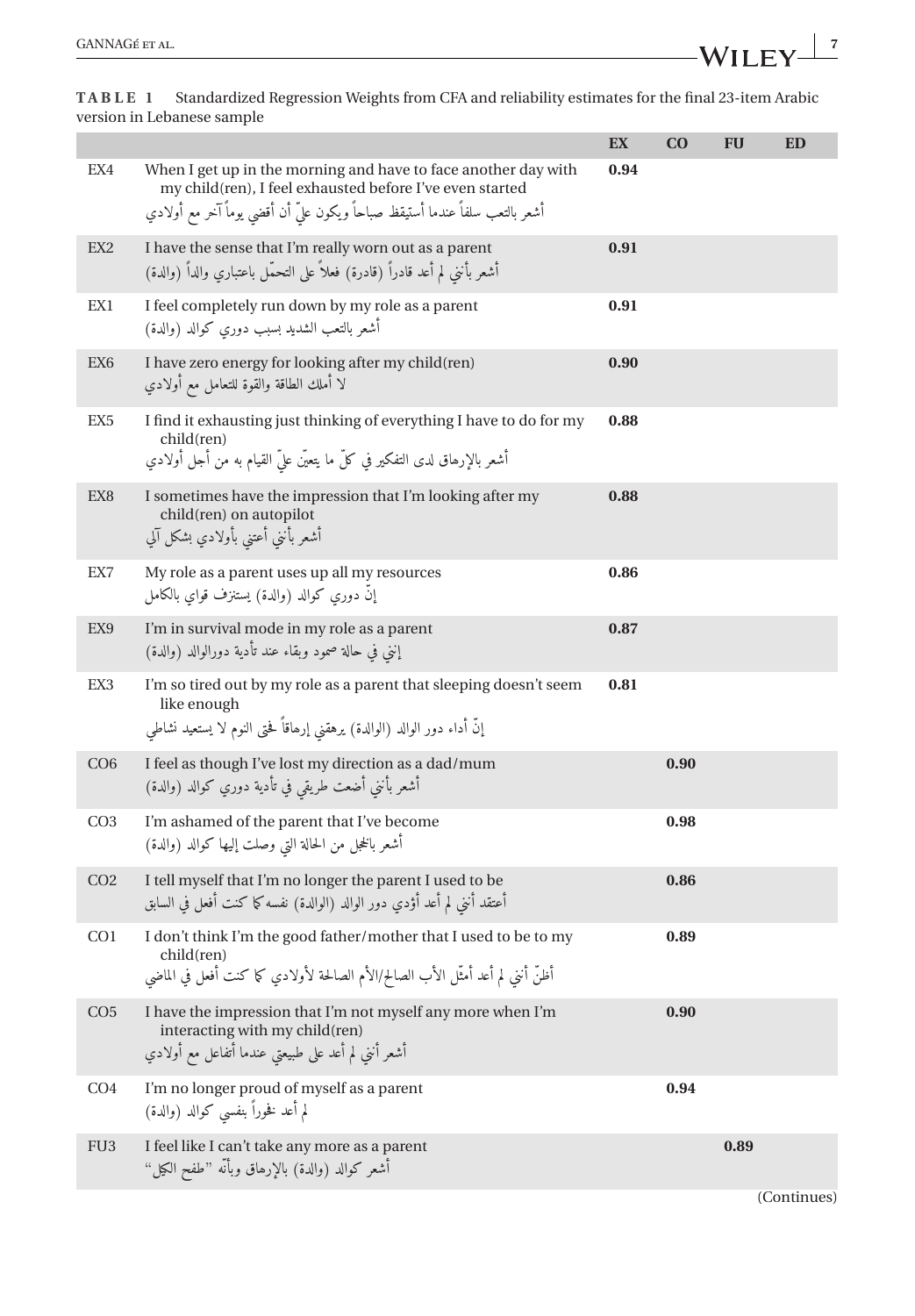**TABLE 1** Standardized Regression Weights from CFA and reliability estimates for the final 23-item Arabic version in Lebanese sample

| | | EX | CO | FU | ED |
|---|---|---|---|---|---|
| EX4 | When I get up in the morning and have to face another day with my child(ren), I feel exhausted before I've even started<br>أشعر بالتعب سلفاً عندما أستيقظ صباحاً ويكون عليّ أن أقضي يوماً آخر مع أولادي | **0.94** | | | |
| EX2 | I have the sense that I'm really worn out as a parent<br>أشعر بأنني لم أعد قادراً (قادرة) فعلاً على التحمّل باعتباري والداً (والدة) | **0.91** | | | |
| EX1 | I feel completely run down by my role as a parent<br>أشعر بالتعب الشديد بسبب دوري كوالد (والدة) | **0.91** | | | |
| EX6 | I have zero energy for looking after my child(ren)<br>لا أملك الطاقة والقوة للتعامل مع أولادي | **0.90** | | | |
| EX5 | I find it exhausting just thinking of everything I have to do for my child(ren)<br>أشعر بالإرهاق لدى التفكير في كلّ ما يتعيّن عليّ القيام به من أجل أولادي | **0.88** | | | |
| EX8 | I sometimes have the impression that I'm looking after my child(ren) on autopilot<br>أشعر بأنني أعتني بأولادي بشكل آلي | **0.88** | | | |
| EX7 | My role as a parent uses up all my resources<br>إنّ دوري كوالد (والدة) يستنزف قواي بالكامل | **0.86** | | | |
| EX9 | I'm in survival mode in my role as a parent<br>إنني في حالة صمود وبقاء عند تأدية دوري الوالد (والدة) | **0.87** | | | |
| EX3 | I'm so tired out by my role as a parent that sleeping doesn't seem like enough<br>إنّ أداء دور الوالد (الوالدة) يرهقني إرهاقاً لحتى النوم لا يستعيد نشاطي | **0.81** | | | |
| CO6 | I feel as though I've lost my direction as a dad/mum<br>أشعر بأنني أضعت طريقي في تأدية دوري كوالد (والدة) | | **0.90** | | |
| CO3 | I'm ashamed of the parent that I've become<br>أشعر بالخجل من الحالة التي وصلت إليها كوالد (والدة) | | **0.98** | | |
| CO2 | I tell myself that I'm no longer the parent I used to be<br>أعتقد أنني لم أعد أؤدي دور الوالد (الوالدة) نفسه كما كنت أفعل في السابق | | **0.86** | | |
| CO1 | I don't think I'm the good father/mother that I used to be to my child(ren)<br>أظنّ أنني لم أعد أمثّل الأب الصالح/الأم الصالحة لأولادي كما كنت أفعل في الماضي | | **0.89** | | |
| CO5 | I have the impression that I'm not myself any more when I'm interacting with my child(ren)<br>أشعر أنني لم أعد على طبيعتي عندما أتفاعل مع أولادي | | **0.90** | | |
| CO4 | I'm no longer proud of myself as a parent<br>لم أعد فخوراً بنفسي كوالد (والدة) | | **0.94** | | |
| FU3 | I feel like I can't take any more as a parent<br>أشعر كوالد (والدة) بالإرهاق وبأنّه "طفح الكيل" | | | **0.89** | |

(Continues)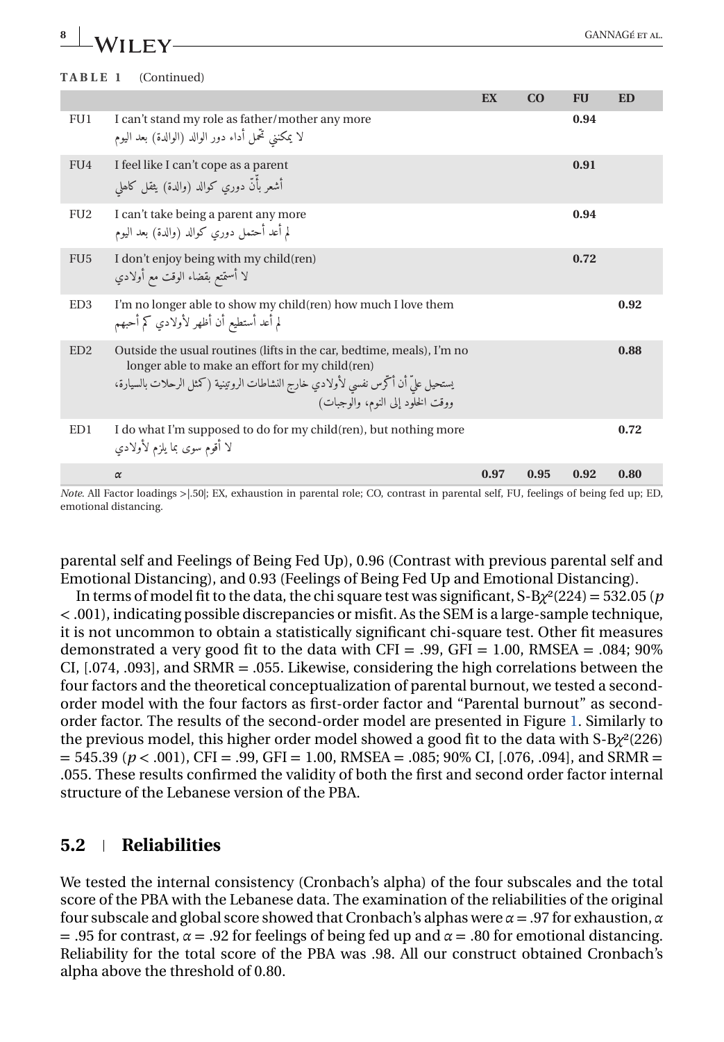**TABLE 1** (Continued)

| | | EX | CO | FU | ED |
|---|---|---|---|---|---|
| FU1 | I can't stand my role as father/mother any more<br>لا يمكنني تحمل أداء دور الوالد (الوالدة) بعد اليوم | | | **0.94** | |
| FU4 | I feel like I can't cope as a parent<br>أشعر بأنّ دوري كوالد (والدة) يثقل كاهلي | | | **0.91** | |
| FU2 | I can't take being a parent any more<br>لم أعد أحتمل دوري كوالد (والدة) بعد اليوم | | | **0.94** | |
| FU5 | I don't enjoy being with my child(ren)<br>لا أستمتع بقضاء الوقت مع أولادي | | | **0.72** | |
| ED3 | I'm no longer able to show my child(ren) how much I love them<br>لم أعد أستطيع أن أظهر لأولادي كم أحبهم | | | | **0.92** |
| ED2 | Outside the usual routines (lifts in the car, bedtime, meals), I'm no longer able to make an effort for my child(ren)<br>يستحيل عليّ أن أكرّس نفسي لأولادي خارج النشاطات الروتينية (كمثل الرحلات بالسيارة، ووقت الخلود إلى النوم، والوجبات) | | | | **0.88** |
| ED1 | I do what I'm supposed to do for my child(ren), but nothing more<br>لا أقوم سوى بما يلزم لأولادي | | | | **0.72** |
| | $\alpha$ | **0.97** | **0.95** | **0.92** | **0.80** |

*Note.* All Factor loadings >|.50|; EX, exhaustion in parental role; CO, contrast in parental self, FU, feelings of being fed up; ED, emotional distancing.

parental self and Feelings of Being Fed Up), 0.96 (Contrast with previous parental self and Emotional Distancing), and 0.93 (Feelings of Being Fed Up and Emotional Distancing).

In terms of model fit to the data, the chi square test was significant, S-B$\chi^2$(224) = 532.05 ($p < .001$), indicating possible discrepancies or misfit. As the SEM is a large-sample technique, it is not uncommon to obtain a statistically significant chi-square test. Other fit measures demonstrated a very good fit to the data with CFI = .99, GFI = 1.00, RMSEA = .084; 90% CI, [.074, .093], and SRMR = .055. Likewise, considering the high correlations between the four factors and the theoretical conceptualization of parental burnout, we tested a second-order model with the four factors as first-order factor and "Parental burnout" as second-order factor. The results of the second-order model are presented in Figure 1. Similarly to the previous model, this higher order model showed a good fit to the data with S-B$\chi^2$(226) = 545.39 ($p < .001$), CFI = .99, GFI = 1.00, RMSEA = .085; 90% CI, [.076, .094], and SRMR = .055. These results confirmed the validity of both the first and second order factor internal structure of the Lebanese version of the PBA.

## 5.2 Reliabilities

We tested the internal consistency (Cronbach's alpha) of the four subscales and the total score of the PBA with the Lebanese data. The examination of the reliabilities of the original four subscale and global score showed that Cronbach's alphas were $\alpha = .97$ for exhaustion, $\alpha = .95$ for contrast, $\alpha = .92$ for feelings of being fed up and $\alpha = .80$ for emotional distancing. Reliability for the total score of the PBA was .98. All our construct obtained Cronbach's alpha above the threshold of 0.80.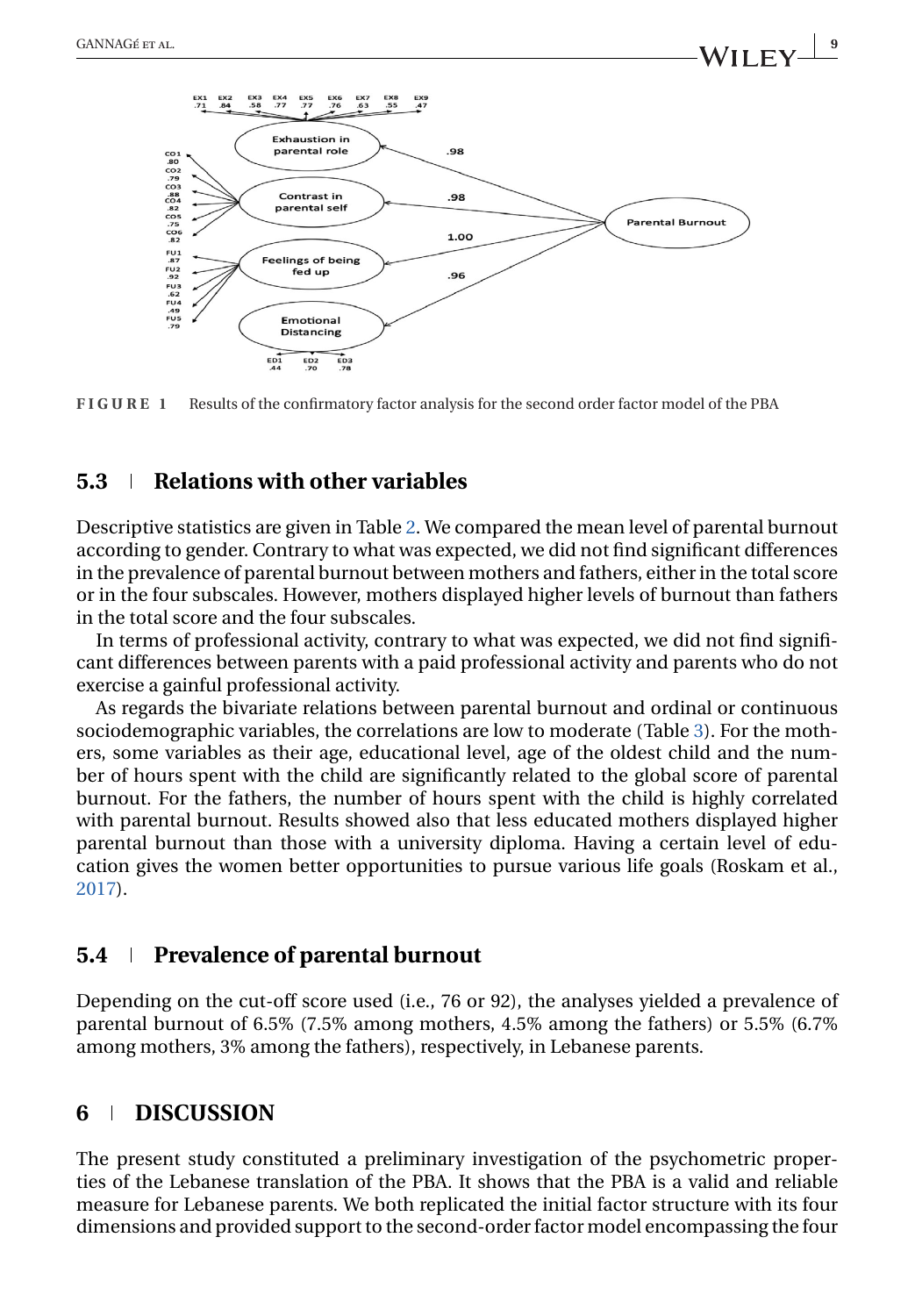**FIGURE 1** Results of the confirmatory factor analysis for the second order factor model of the PBA

## 5.3 Relations with other variables

Descriptive statistics are given in Table 2. We compared the mean level of parental burnout according to gender. Contrary to what was expected, we did not find significant differences in the prevalence of parental burnout between mothers and fathers, either in the total score or in the four subscales. However, mothers displayed higher levels of burnout than fathers in the total score and the four subscales.

In terms of professional activity, contrary to what was expected, we did not find significant differences between parents with a paid professional activity and parents who do not exercise a gainful professional activity.

As regards the bivariate relations between parental burnout and ordinal or continuous sociodemographic variables, the correlations are low to moderate (Table 3). For the mothers, some variables as their age, educational level, age of the oldest child and the number of hours spent with the child are significantly related to the global score of parental burnout. For the fathers, the number of hours spent with the child is highly correlated with parental burnout. Results showed also that less educated mothers displayed higher parental burnout than those with a university diploma. Having a certain level of education gives the women better opportunities to pursue various life goals (Roskam et al., 2017).

## 5.4 Prevalence of parental burnout

Depending on the cut-off score used (i.e., 76 or 92), the analyses yielded a prevalence of parental burnout of 6.5% (7.5% among mothers, 4.5% among the fathers) or 5.5% (6.7% among mothers, 3% among the fathers), respectively, in Lebanese parents.

# 6 DISCUSSION

The present study constituted a preliminary investigation of the psychometric properties of the Lebanese translation of the PBA. It shows that the PBA is a valid and reliable measure for Lebanese parents. We both replicated the initial factor structure with its four dimensions and provided support to the second-order factor model encompassing the four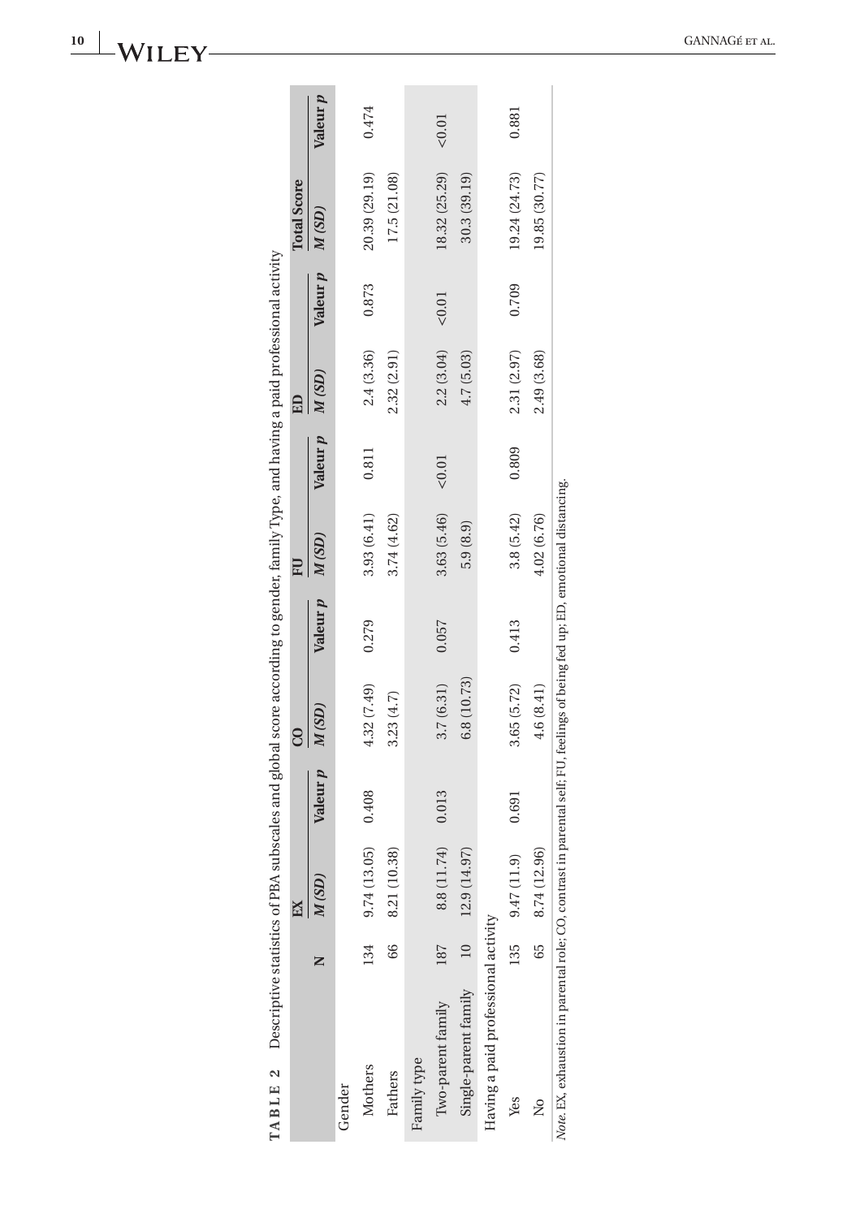**TABLE 2** Descriptive statistics of PBA subscales and global score according to gender, family Type, and having a paid professional activity

| | N | EX | | CO | | FU | | ED | | Total Score | |
|---|---|---|---|---|---|---|---|---|---|---|---|
| | | *M (SD)* | Valeur *p* | *M (SD)* | Valeur *p* | *M (SD)* | Valeur *p* | *M (SD)* | Valeur *p* | *M (SD)* | Valeur *p* |
| Gender | | | | | | | | | | | |
| Mothers | 134 | 9.74 (13.05) | 0.408 | 4.32 (7.49) | 0.279 | 3.93 (6.41) | 0.811 | 2.4 (3.36) | 0.873 | 20.39 (29.19) | 0.474 |
| Fathers | 66 | 8.21 (10.38) | | 3.23 (4.7) | | 3.74 (4.62) | | 2.32 (2.91) | | 17.5 (21.08) | |
| Family type | | | | | | | | | | | |
| Two-parent family | 187 | 8.8 (11.74) | 0.013 | 3.7 (6.31) | 0.057 | 3.63 (5.46) | <0.01 | 2.2 (3.04) | <0.01 | 18.32 (25.29) | <0.01 |
| Single-parent family | 10 | 12.9 (14.97) | | 6.8 (10.73) | | 5.9 (8.9) | | 4.7 (5.03) | | 30.3 (39.19) | |
| Having a paid professional activity | | | | | | | | | | | |
| Yes | 135 | 9.47 (11.9) | 0.691 | 3.65 (5.72) | 0.413 | 3.8 (5.42) | 0.809 | 2.31 (2.97) | 0.709 | 19.24 (24.73) | 0.881 |
| No | 65 | 8.74 (12.96) | | 4.6 (8.41) | | 4.02 (6.76) | | 2.49 (3.68) | | 19.85 (30.77) | |

*Note*. EX, exhaustion in parental role; CO, contrast in parental self; FU, feelings of being fed up; ED, emotional distancing.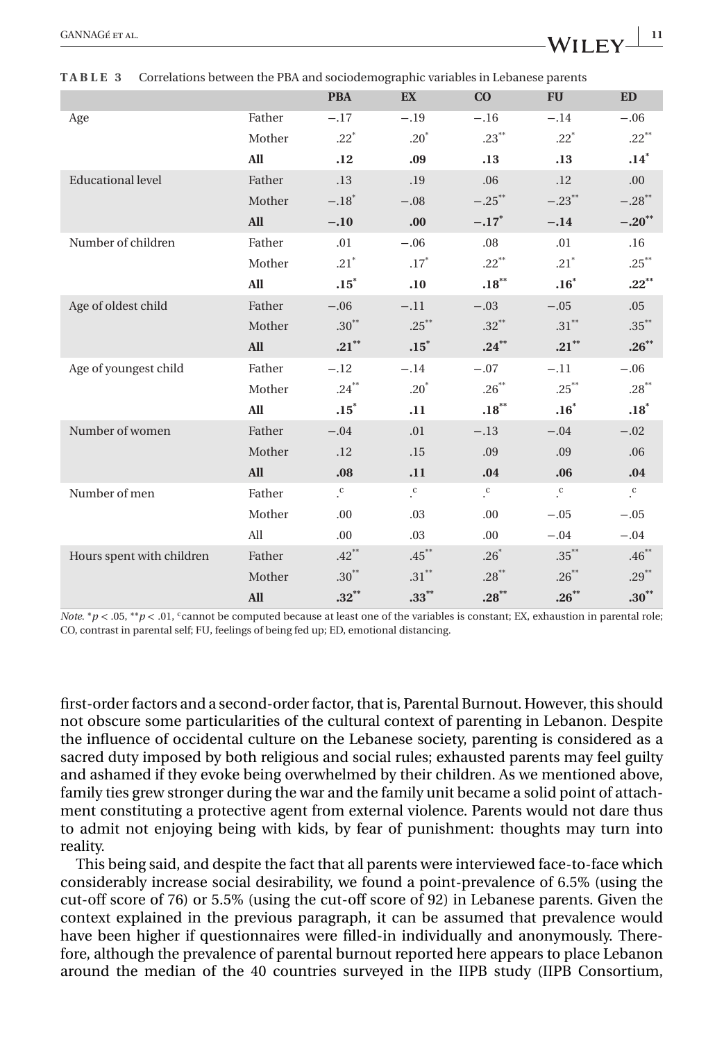**TABLE 3** Correlations between the PBA and sociodemographic variables in Lebanese parents

| | | PBA | EX | CO | FU | ED |
|---|---|---|---|---|---|---|
| Age | Father | −.17 | −.19 | −.16 | −.14 | −.06 |
| | Mother | .22* | .20* | .23** | .22* | .22** |
| | **All** | **.12** | **.09** | **.13** | **.13** | **.14*** |
| Educational level | Father | .13 | .19 | .06 | .12 | .00 |
| | Mother | −.18* | −.08 | −.25** | −.23** | −.28** |
| | **All** | **−.10** | **.00** | **−.17*** | **−.14** | **−.20**** |
| Number of children | Father | .01 | −.06 | .08 | .01 | .16 |
| | Mother | .21* | .17* | .22** | .21* | .25** |
| | **All** | **.15*** | **.10** | **.18**** | **.16*** | **.22**** |
| Age of oldest child | Father | −.06 | −.11 | −.03 | −.05 | .05 |
| | Mother | .30** | .25** | .32** | .31** | .35** |
| | **All** | **.21**** | **.15*** | **.24**** | **.21**** | **.26**** |
| Age of youngest child | Father | −.12 | −.14 | −.07 | −.11 | −.06 |
| | Mother | .24** | .20* | .26** | .25** | .28** |
| | **All** | **.15*** | **.11** | **.18**** | **.16*** | **.18*** |
| Number of women | Father | −.04 | .01 | −.13 | −.04 | −.02 |
| | Mother | .12 | .15 | .09 | .09 | .06 |
| | **All** | **.08** | **.11** | **.04** | **.06** | **.04** |
| Number of men | Father | .c | .c | .c | .c | .c |
| | Mother | .00 | .03 | .00 | −.05 | −.05 |
| | All | .00 | .03 | .00 | −.04 | −.04 |
| Hours spent with children | Father | .42** | .45** | .26* | .35** | .46** |
| | Mother | .30** | .31** | .28** | .26** | .29** |
| | **All** | **.32**** | **.33**** | **.28**** | **.26**** | **.30**** |

*Note*. *$p < .05$, **$p < .01$, ᶜcannot be computed because at least one of the variables is constant; EX, exhaustion in parental role; CO, contrast in parental self; FU, feelings of being fed up; ED, emotional distancing.

first-order factors and a second-order factor, that is, Parental Burnout. However, this should not obscure some particularities of the cultural context of parenting in Lebanon. Despite the influence of occidental culture on the Lebanese society, parenting is considered as a sacred duty imposed by both religious and social rules; exhausted parents may feel guilty and ashamed if they evoke being overwhelmed by their children. As we mentioned above, family ties grew stronger during the war and the family unit became a solid point of attachment constituting a protective agent from external violence. Parents would not dare thus to admit not enjoying being with kids, by fear of punishment: thoughts may turn into reality.

This being said, and despite the fact that all parents were interviewed face-to-face which considerably increase social desirability, we found a point-prevalence of 6.5% (using the cut-off score of 76) or 5.5% (using the cut-off score of 92) in Lebanese parents. Given the context explained in the previous paragraph, it can be assumed that prevalence would have been higher if questionnaires were filled-in individually and anonymously. Therefore, although the prevalence of parental burnout reported here appears to place Lebanon around the median of the 40 countries surveyed in the IIPB study (IIPB Consortium,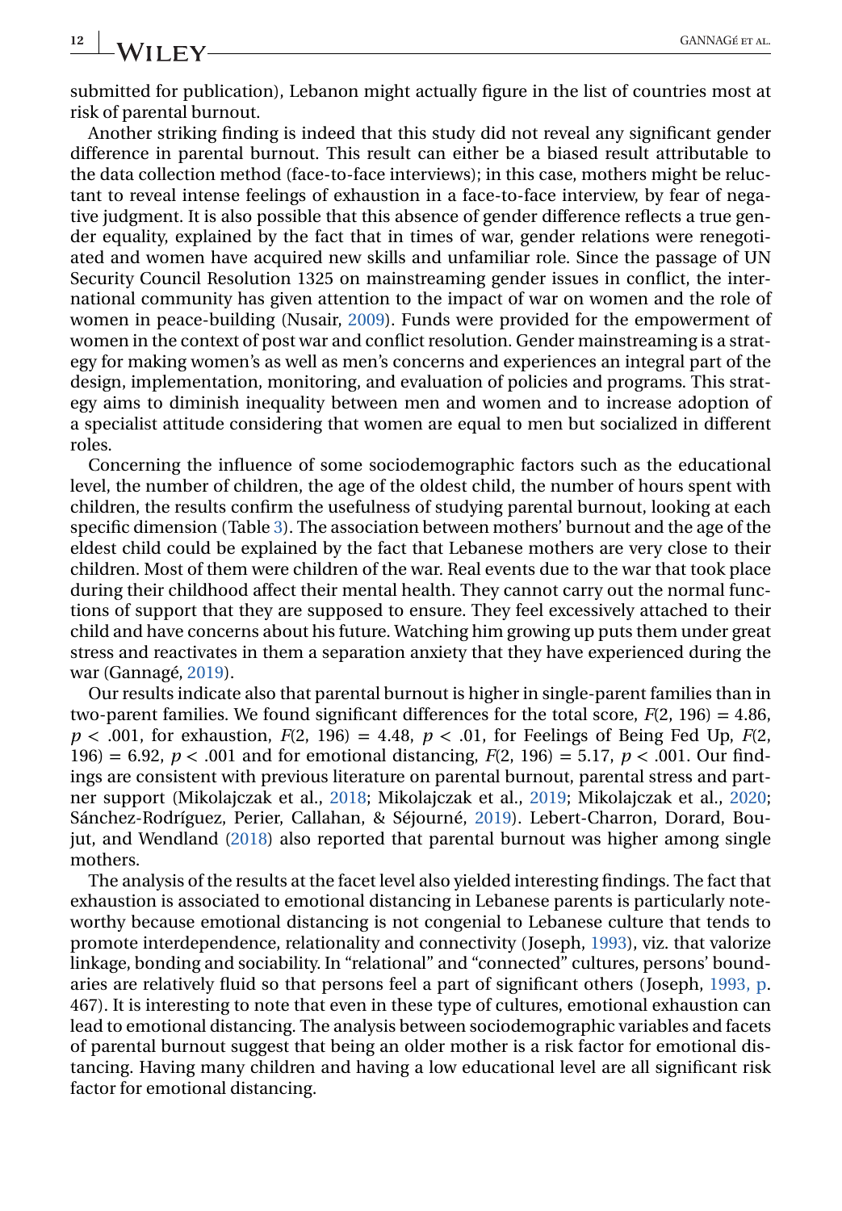submitted for publication), Lebanon might actually figure in the list of countries most at risk of parental burnout.

Another striking finding is indeed that this study did not reveal any significant gender difference in parental burnout. This result can either be a biased result attributable to the data collection method (face-to-face interviews); in this case, mothers might be reluctant to reveal intense feelings of exhaustion in a face-to-face interview, by fear of negative judgment. It is also possible that this absence of gender difference reflects a true gender equality, explained by the fact that in times of war, gender relations were renegotiated and women have acquired new skills and unfamiliar role. Since the passage of UN Security Council Resolution 1325 on mainstreaming gender issues in conflict, the international community has given attention to the impact of war on women and the role of women in peace-building (Nusair, 2009). Funds were provided for the empowerment of women in the context of post war and conflict resolution. Gender mainstreaming is a strategy for making women's as well as men's concerns and experiences an integral part of the design, implementation, monitoring, and evaluation of policies and programs. This strategy aims to diminish inequality between men and women and to increase adoption of a specialist attitude considering that women are equal to men but socialized in different roles.

Concerning the influence of some sociodemographic factors such as the educational level, the number of children, the age of the oldest child, the number of hours spent with children, the results confirm the usefulness of studying parental burnout, looking at each specific dimension (Table 3). The association between mothers' burnout and the age of the eldest child could be explained by the fact that Lebanese mothers are very close to their children. Most of them were children of the war. Real events due to the war that took place during their childhood affect their mental health. They cannot carry out the normal functions of support that they are supposed to ensure. They feel excessively attached to their child and have concerns about his future. Watching him growing up puts them under great stress and reactivates in them a separation anxiety that they have experienced during the war (Gannagé, 2019).

Our results indicate also that parental burnout is higher in single-parent families than in two-parent families. We found significant differences for the total score, $F(2, 196) = 4.86$, $p < .001$, for exhaustion, $F(2, 196) = 4.48$, $p < .01$, for Feelings of Being Fed Up, $F(2, 196) = 6.92$, $p < .001$ and for emotional distancing, $F(2, 196) = 5.17$, $p < .001$. Our findings are consistent with previous literature on parental burnout, parental stress and partner support (Mikolajczak et al., 2018; Mikolajczak et al., 2019; Mikolajczak et al., 2020; Sánchez-Rodríguez, Perier, Callahan, & Séjourné, 2019). Lebert-Charron, Dorard, Boujut, and Wendland (2018) also reported that parental burnout was higher among single mothers.

The analysis of the results at the facet level also yielded interesting findings. The fact that exhaustion is associated to emotional distancing in Lebanese parents is particularly noteworthy because emotional distancing is not congenial to Lebanese culture that tends to promote interdependence, relationality and connectivity (Joseph, 1993), viz. that valorize linkage, bonding and sociability. In "relational" and "connected" cultures, persons' boundaries are relatively fluid so that persons feel a part of significant others (Joseph, 1993, p. 467). It is interesting to note that even in these type of cultures, emotional exhaustion can lead to emotional distancing. The analysis between sociodemographic variables and facets of parental burnout suggest that being an older mother is a risk factor for emotional distancing. Having many children and having a low educational level are all significant risk factor for emotional distancing.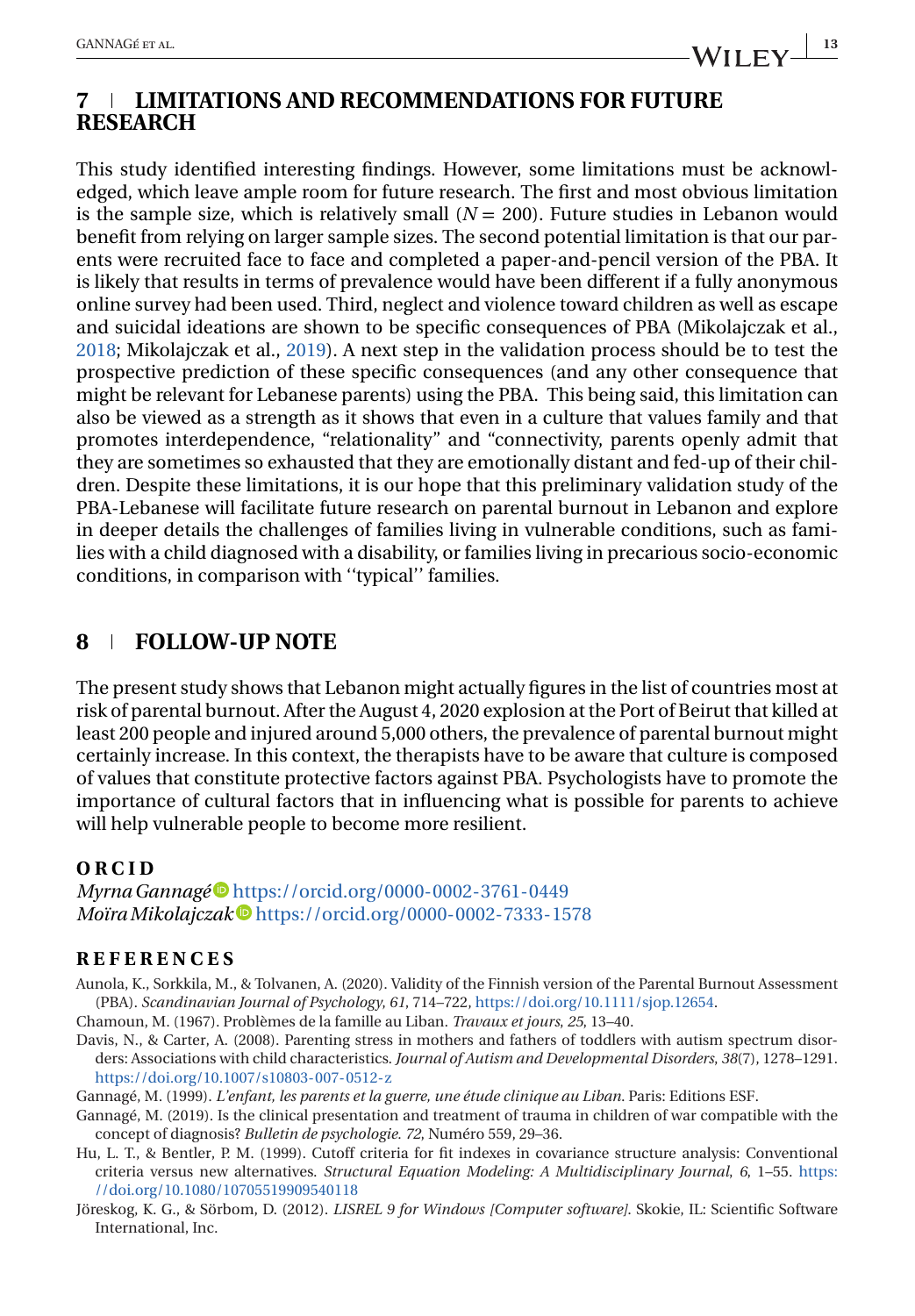## 7 | LIMITATIONS AND RECOMMENDATIONS FOR FUTURE RESEARCH

This study identified interesting findings. However, some limitations must be acknowledged, which leave ample room for future research. The first and most obvious limitation is the sample size, which is relatively small ($N = 200$). Future studies in Lebanon would benefit from relying on larger sample sizes. The second potential limitation is that our parents were recruited face to face and completed a paper-and-pencil version of the PBA. It is likely that results in terms of prevalence would have been different if a fully anonymous online survey had been used. Third, neglect and violence toward children as well as escape and suicidal ideations are shown to be specific consequences of PBA (Mikolajczak et al., 2018; Mikolajczak et al., 2019). A next step in the validation process should be to test the prospective prediction of these specific consequences (and any other consequence that might be relevant for Lebanese parents) using the PBA. This being said, this limitation can also be viewed as a strength as it shows that even in a culture that values family and that promotes interdependence, "relationality" and "connectivity, parents openly admit that they are sometimes so exhausted that they are emotionally distant and fed-up of their children. Despite these limitations, it is our hope that this preliminary validation study of the PBA-Lebanese will facilitate future research on parental burnout in Lebanon and explore in deeper details the challenges of families living in vulnerable conditions, such as families with a child diagnosed with a disability, or families living in precarious socio-economic conditions, in comparison with ''typical'' families.

## 8 | FOLLOW-UP NOTE

The present study shows that Lebanon might actually figures in the list of countries most at risk of parental burnout. After the August 4, 2020 explosion at the Port of Beirut that killed at least 200 people and injured around 5,000 others, the prevalence of parental burnout might certainly increase. In this context, the therapists have to be aware that culture is composed of values that constitute protective factors against PBA. Psychologists have to promote the importance of cultural factors that in influencing what is possible for parents to achieve will help vulnerable people to become more resilient.

### ORCID

*Myrna Gannagé* https://orcid.org/0000-0002-3761-0449
*Moïra Mikolajczak* https://orcid.org/0000-0002-7333-1578

### REFERENCES

Aunola, K., Sorkkila, M., & Tolvanen, A. (2020). Validity of the Finnish version of the Parental Burnout Assessment (PBA). *Scandinavian Journal of Psychology*, *61*, 714–722, https://doi.org/10.1111/sjop.12654.

Chamoun, M. (1967). Problèmes de la famille au Liban. *Travaux et jours*, *25*, 13–40.

Davis, N., & Carter, A. (2008). Parenting stress in mothers and fathers of toddlers with autism spectrum disorders: Associations with child characteristics. *Journal of Autism and Developmental Disorders*, *38*(7), 1278–1291. https://doi.org/10.1007/s10803-007-0512-z

Gannagé, M. (1999). *L'enfant, les parents et la guerre, une étude clinique au Liban*. Paris: Editions ESF.

Gannagé, M. (2019). Is the clinical presentation and treatment of trauma in children of war compatible with the concept of diagnosis? *Bulletin de psychologie*. *72*, Numéro 559, 29–36.

Hu, L. T., & Bentler, P. M. (1999). Cutoff criteria for fit indexes in covariance structure analysis: Conventional criteria versus new alternatives. *Structural Equation Modeling: A Multidisciplinary Journal*, *6*, 1–55. https://doi.org/10.1080/10705519909540118

Jöreskog, K. G., & Sörbom, D. (2012). *LISREL 9 for Windows [Computer software]*. Skokie, IL: Scientific Software International, Inc.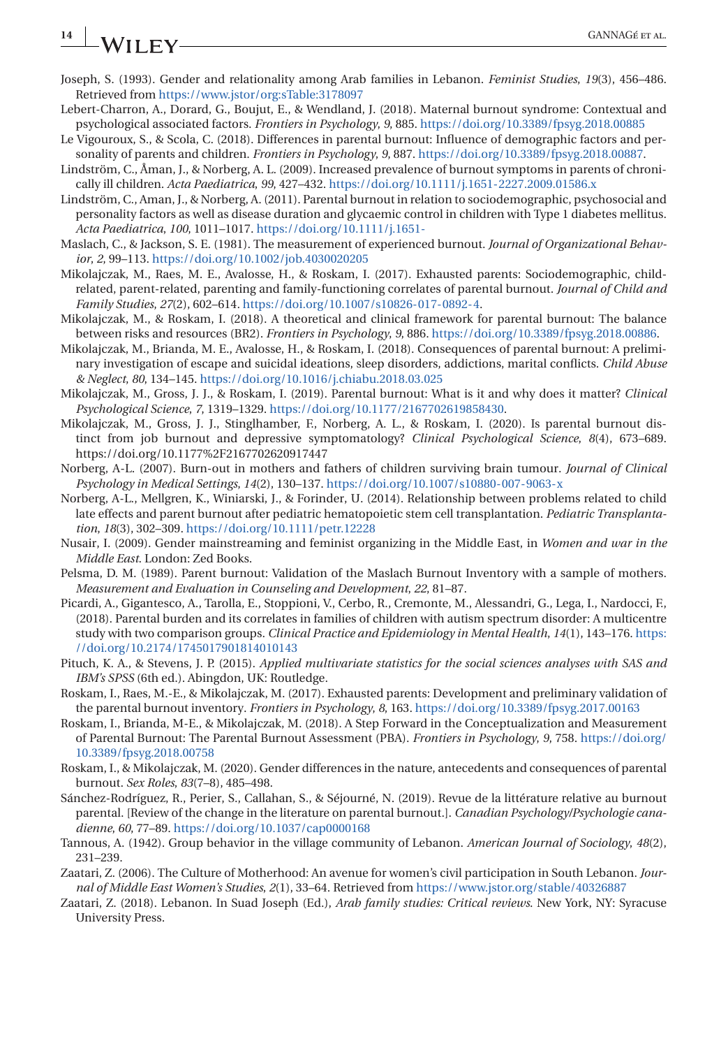Joseph, S. (1993). Gender and relationality among Arab families in Lebanon. *Feminist Studies*, *19*(3), 456–486. Retrieved from https://www.jstor/org:sTable:3178097

Lebert-Charron, A., Dorard, G., Boujut, E., & Wendland, J. (2018). Maternal burnout syndrome: Contextual and psychological associated factors. *Frontiers in Psychology*, *9*, 885. https://doi.org/10.3389/fpsyg.2018.00885

Le Vigouroux, S., & Scola, C. (2018). Differences in parental burnout: Influence of demographic factors and personality of parents and children. *Frontiers in Psychology*, *9*, 887. https://doi.org/10.3389/fpsyg.2018.00887.

Lindström, C., Åman, J., & Norberg, A. L. (2009). Increased prevalence of burnout symptoms in parents of chronically ill children. *Acta Paediatrica*, *99*, 427–432. https://doi.org/10.1111/j.1651-2227.2009.01586.x

Lindström, C., Aman, J., & Norberg, A. (2011). Parental burnout in relation to sociodemographic, psychosocial and personality factors as well as disease duration and glycaemic control in children with Type 1 diabetes mellitus. *Acta Paediatrica*, *100*, 1011–1017. https://doi.org/10.1111/j.1651-

Maslach, C., & Jackson, S. E. (1981). The measurement of experienced burnout. *Journal of Organizational Behavior*, *2*, 99–113. https://doi.org/10.1002/job.4030020205

Mikolajczak, M., Raes, M. E., Avalosse, H., & Roskam, I. (2017). Exhausted parents: Sociodemographic, child-related, parent-related, parenting and family-functioning correlates of parental burnout. *Journal of Child and Family Studies*, *27*(2), 602–614. https://doi.org/10.1007/s10826-017-0892-4.

Mikolajczak, M., & Roskam, I. (2018). A theoretical and clinical framework for parental burnout: The balance between risks and resources (BR2). *Frontiers in Psychology*, *9*, 886. https://doi.org/10.3389/fpsyg.2018.00886.

Mikolajczak, M., Brianda, M. E., Avalosse, H., & Roskam, I. (2018). Consequences of parental burnout: A preliminary investigation of escape and suicidal ideations, sleep disorders, addictions, marital conflicts. *Child Abuse & Neglect*, *80*, 134–145. https://doi.org/10.1016/j.chiabu.2018.03.025

Mikolajczak, M., Gross, J. J., & Roskam, I. (2019). Parental burnout: What is it and why does it matter? *Clinical Psychological Science*, *7*, 1319–1329. https://doi.org/10.1177/2167702619858430.

Mikolajczak, M., Gross, J. J., Stinglhamber, F., Norberg, A. L., & Roskam, I. (2020). Is parental burnout distinct from job burnout and depressive symptomatology? *Clinical Psychological Science*, *8*(4), 673–689. https://doi.org/10.1177%2F2167702620917447

Norberg, A-L. (2007). Burn-out in mothers and fathers of children surviving brain tumour. *Journal of Clinical Psychology in Medical Settings*, *14*(2), 130–137. https://doi.org/10.1007/s10880-007-9063-x

Norberg, A-L., Mellgren, K., Winiarski, J., & Forinder, U. (2014). Relationship between problems related to child late effects and parent burnout after pediatric hematopoietic stem cell transplantation. *Pediatric Transplantation*, *18*(3), 302–309. https://doi.org/10.1111/petr.12228

Nusair, I. (2009). Gender mainstreaming and feminist organizing in the Middle East, in *Women and war in the Middle East*. London: Zed Books.

Pelsma, D. M. (1989). Parent burnout: Validation of the Maslach Burnout Inventory with a sample of mothers. *Measurement and Evaluation in Counseling and Development*, *22*, 81–87.

Picardi, A., Gigantesco, A., Tarolla, E., Stoppioni, V., Cerbo, R., Cremonte, M., Alessandri, G., Lega, I., Nardocci, F., (2018). Parental burden and its correlates in families of children with autism spectrum disorder: A multicentre study with two comparison groups. *Clinical Practice and Epidemiology in Mental Health*, *14*(1), 143–176. https://doi.org/10.2174/1745017901814010143

Pituch, K. A., & Stevens, J. P. (2015). *Applied multivariate statistics for the social sciences analyses with SAS and IBM's SPSS* (6th ed.). Abingdon, UK: Routledge.

Roskam, I., Raes, M.-E., & Mikolajczak, M. (2017). Exhausted parents: Development and preliminary validation of the parental burnout inventory. *Frontiers in Psychology*, *8*, 163. https://doi.org/10.3389/fpsyg.2017.00163

Roskam, I., Brianda, M-E., & Mikolajczak, M. (2018). A Step Forward in the Conceptualization and Measurement of Parental Burnout: The Parental Burnout Assessment (PBA). *Frontiers in Psychology*, *9*, 758. https://doi.org/10.3389/fpsyg.2018.00758

Roskam, I., & Mikolajczak, M. (2020). Gender differences in the nature, antecedents and consequences of parental burnout. *Sex Roles*, *83*(7–8), 485–498.

Sánchez-Rodríguez, R., Perier, S., Callahan, S., & Séjourné, N. (2019). Revue de la littérature relative au burnout parental. [Review of the change in the literature on parental burnout.]. *Canadian Psychology/Psychologie canadienne*, *60*, 77–89. https://doi.org/10.1037/cap0000168

Tannous, A. (1942). Group behavior in the village community of Lebanon. *American Journal of Sociology*, *48*(2), 231–239.

Zaatari, Z. (2006). The Culture of Motherhood: An avenue for women's civil participation in South Lebanon. *Journal of Middle East Women's Studies*, *2*(1), 33–64. Retrieved from https://www.jstor.org/stable/40326887

Zaatari, Z. (2018). Lebanon. In Suad Joseph (Ed.), *Arab family studies: Critical reviews*. New York, NY: Syracuse University Press.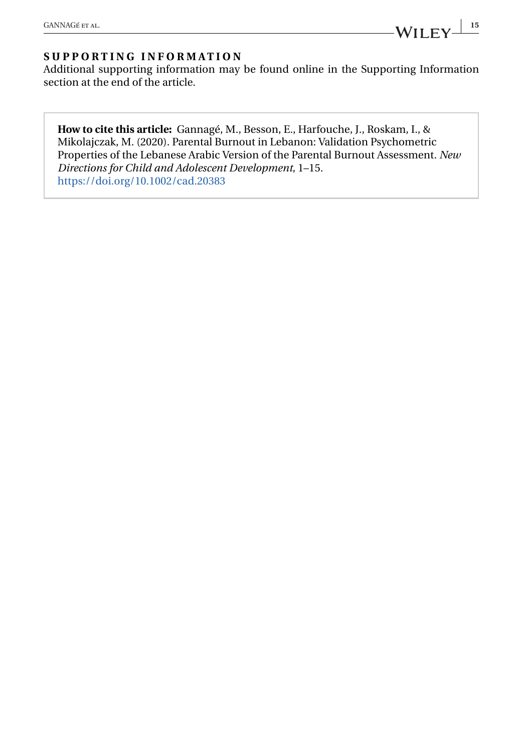## SUPPORTING INFORMATION

Additional supporting information may be found online in the Supporting Information section at the end of the article.

**How to cite this article:** Gannagé, M., Besson, E., Harfouche, J., Roskam, I., & Mikolajczak, M. (2020). Parental Burnout in Lebanon: Validation Psychometric Properties of the Lebanese Arabic Version of the Parental Burnout Assessment. *New Directions for Child and Adolescent Development*, 1–15. https://doi.org/10.1002/cad.20383